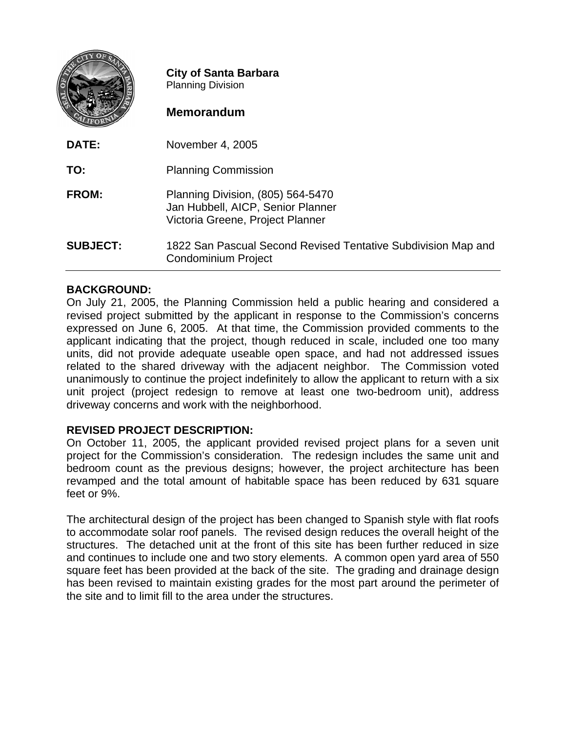**City of Santa Barbara**
Planning Division

## Memorandum

**DATE:** November 4, 2005

**TO:** Planning Commission

**FROM:** Planning Division, (805) 564-5470
Jan Hubbell, AICP, Senior Planner
Victoria Greene, Project Planner

**SUBJECT:** 1822 San Pascual Second Revised Tentative Subdivision Map and Condominium Project

---

**BACKGROUND:**

On July 21, 2005, the Planning Commission held a public hearing and considered a revised project submitted by the applicant in response to the Commission's concerns expressed on June 6, 2005. At that time, the Commission provided comments to the applicant indicating that the project, though reduced in scale, included one too many units, did not provide adequate useable open space, and had not addressed issues related to the shared driveway with the adjacent neighbor. The Commission voted unanimously to continue the project indefinitely to allow the applicant to return with a six unit project (project redesign to remove at least one two-bedroom unit), address driveway concerns and work with the neighborhood.

**REVISED PROJECT DESCRIPTION:**

On October 11, 2005, the applicant provided revised project plans for a seven unit project for the Commission's consideration. The redesign includes the same unit and bedroom count as the previous designs; however, the project architecture has been revamped and the total amount of habitable space has been reduced by 631 square feet or 9%.

The architectural design of the project has been changed to Spanish style with flat roofs to accommodate solar roof panels. The revised design reduces the overall height of the structures. The detached unit at the front of this site has been further reduced in size and continues to include one and two story elements. A common open yard area of 550 square feet has been provided at the back of the site. The grading and drainage design has been revised to maintain existing grades for the most part around the perimeter of the site and to limit fill to the area under the structures.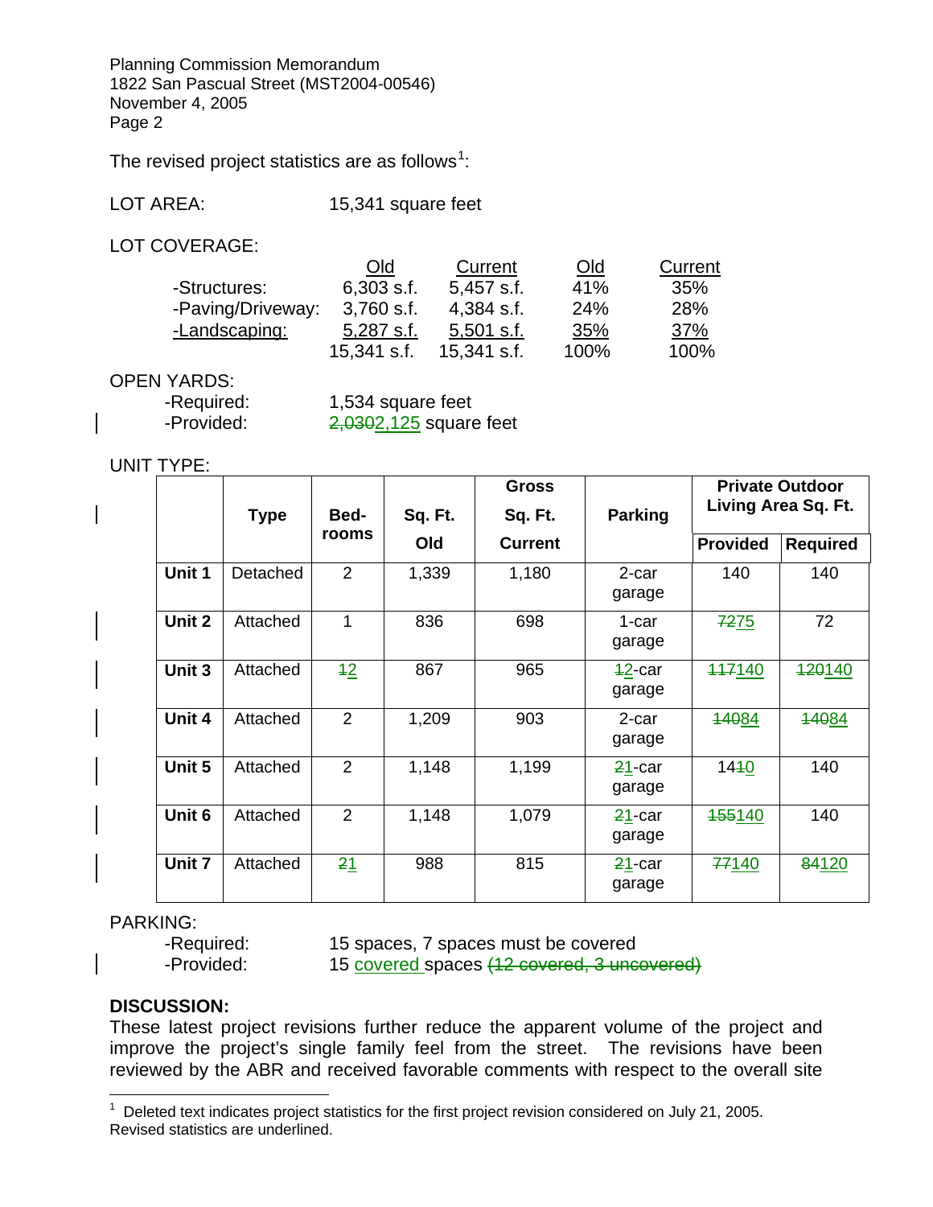The revised project statistics are as follows[1]:

LOT AREA: 15,341 square feet

LOT COVERAGE:

| | Old | Current | Old | Current |
|---|---|---|---|---|
| -Structures: | 6,303 s.f. | 5,457 s.f. | 41% | 35% |
| -Paving/Driveway: | 3,760 s.f. | 4,384 s.f. | 24% | 28% |
| -Landscaping: | 5,287 s.f. | 5,501 s.f. | 35% | 37% |
| | 15,341 s.f. | 15,341 s.f. | 100% | 100% |

OPEN YARDS:

- -Required: 1,534 square feet
- -Provided: ~~2,030~~2,125 square feet

UNIT TYPE:

| | Type | Bed-rooms | Sq. Ft. Old | Gross Sq. Ft. Current | Parking | Private Outdoor Living Area Sq. Ft. | |
|---|---|---|---|---|---|---|---|
| | | | | | | Provided | Required |
| Unit 1 | Detached | 2 | 1,339 | 1,180 | 2-car garage | 140 | 140 |
| Unit 2 | Attached | 1 | 836 | 698 | 1-car garage | ~~72~~75 | 72 |
| Unit 3 | Attached | ~~1~~2 | 867 | 965 | ~~1~~2-car garage | ~~117~~140 | ~~120~~140 |
| Unit 4 | Attached | 2 | 1,209 | 903 | 2-car garage | ~~140~~84 | ~~140~~84 |
| Unit 5 | Attached | 2 | 1,148 | 1,199 | ~~2~~1-car garage | 14~~1~~0 | 140 |
| Unit 6 | Attached | 2 | 1,148 | 1,079 | ~~2~~1-car garage | ~~155~~140 | 140 |
| Unit 7 | Attached | ~~2~~1 | 988 | 815 | ~~2~~1-car garage | ~~77~~140 | ~~84~~120 |

PARKING:

- -Required: 15 spaces, 7 spaces must be covered
- -Provided: 15 covered spaces ~~(12 covered, 3 uncovered)~~

**DISCUSSION:**

These latest project revisions further reduce the apparent volume of the project and improve the project's single family feel from the street. The revisions have been reviewed by the ABR and received favorable comments with respect to the overall site

[1] Deleted text indicates project statistics for the first project revision considered on July 21, 2005. Revised statistics are underlined.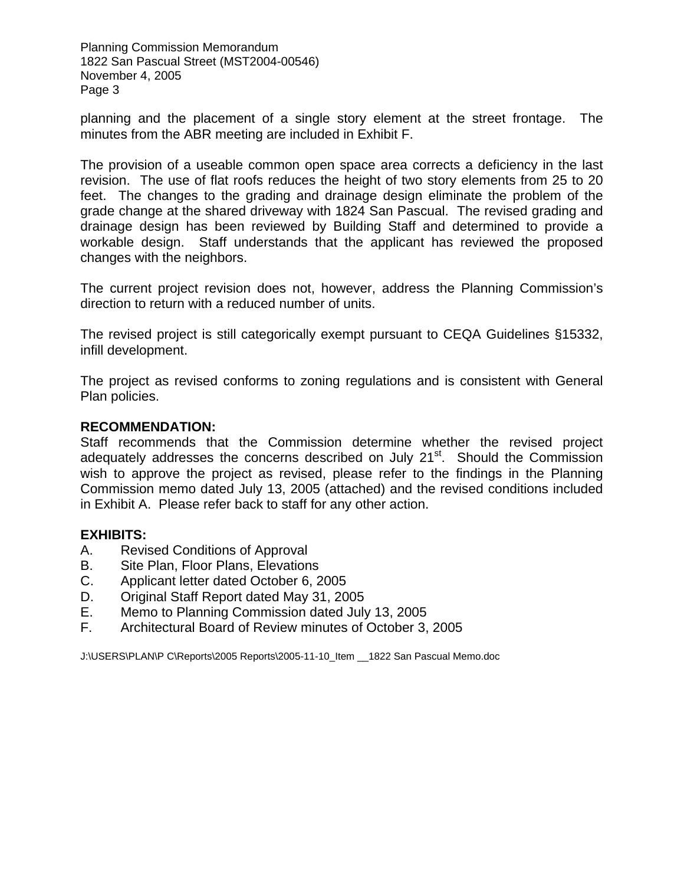planning and the placement of a single story element at the street frontage. The minutes from the ABR meeting are included in Exhibit F.

The provision of a useable common open space area corrects a deficiency in the last revision. The use of flat roofs reduces the height of two story elements from 25 to 20 feet. The changes to the grading and drainage design eliminate the problem of the grade change at the shared driveway with 1824 San Pascual. The revised grading and drainage design has been reviewed by Building Staff and determined to provide a workable design. Staff understands that the applicant has reviewed the proposed changes with the neighbors.

The current project revision does not, however, address the Planning Commission's direction to return with a reduced number of units.

The revised project is still categorically exempt pursuant to CEQA Guidelines §15332, infill development.

The project as revised conforms to zoning regulations and is consistent with General Plan policies.

**RECOMMENDATION:**

Staff recommends that the Commission determine whether the revised project adequately addresses the concerns described on July 21st. Should the Commission wish to approve the project as revised, please refer to the findings in the Planning Commission memo dated July 13, 2005 (attached) and the revised conditions included in Exhibit A. Please refer back to staff for any other action.

**EXHIBITS:**

A. Revised Conditions of Approval
B. Site Plan, Floor Plans, Elevations
C. Applicant letter dated October 6, 2005
D. Original Staff Report dated May 31, 2005
E. Memo to Planning Commission dated July 13, 2005
F. Architectural Board of Review minutes of October 3, 2005

J:\USERS\PLAN\P C\Reports\2005 Reports\2005-11-10_Item __1822 San Pascual Memo.doc